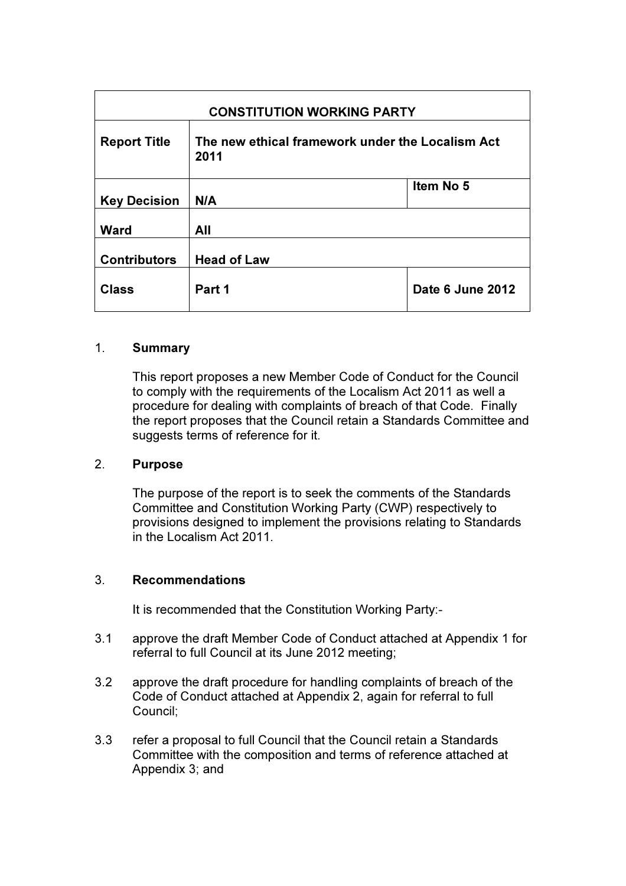| CONSTITUTION WORKING PARTY | | |
|---|---|---|
| **Report Title** | **The new ethical framework under the Localism Act 2011** | |
| **Key Decision** | **N/A** | **Item No 5** |
| **Ward** | **All** | |
| **Contributors** | **Head of Law** | |
| **Class** | **Part 1** | **Date 6 June 2012** |

1. **Summary**

   This report proposes a new Member Code of Conduct for the Council to comply with the requirements of the Localism Act 2011 as well a procedure for dealing with complaints of breach of that Code. Finally the report proposes that the Council retain a Standards Committee and suggests terms of reference for it.

2. **Purpose**

   The purpose of the report is to seek the comments of the Standards Committee and Constitution Working Party (CWP) respectively to provisions designed to implement the provisions relating to Standards in the Localism Act 2011.

3. **Recommendations**

   It is recommended that the Constitution Working Party:-

3.1 approve the draft Member Code of Conduct attached at Appendix 1 for referral to full Council at its June 2012 meeting;

3.2 approve the draft procedure for handling complaints of breach of the Code of Conduct attached at Appendix 2, again for referral to full Council;

3.3 refer a proposal to full Council that the Council retain a Standards Committee with the composition and terms of reference attached at Appendix 3; and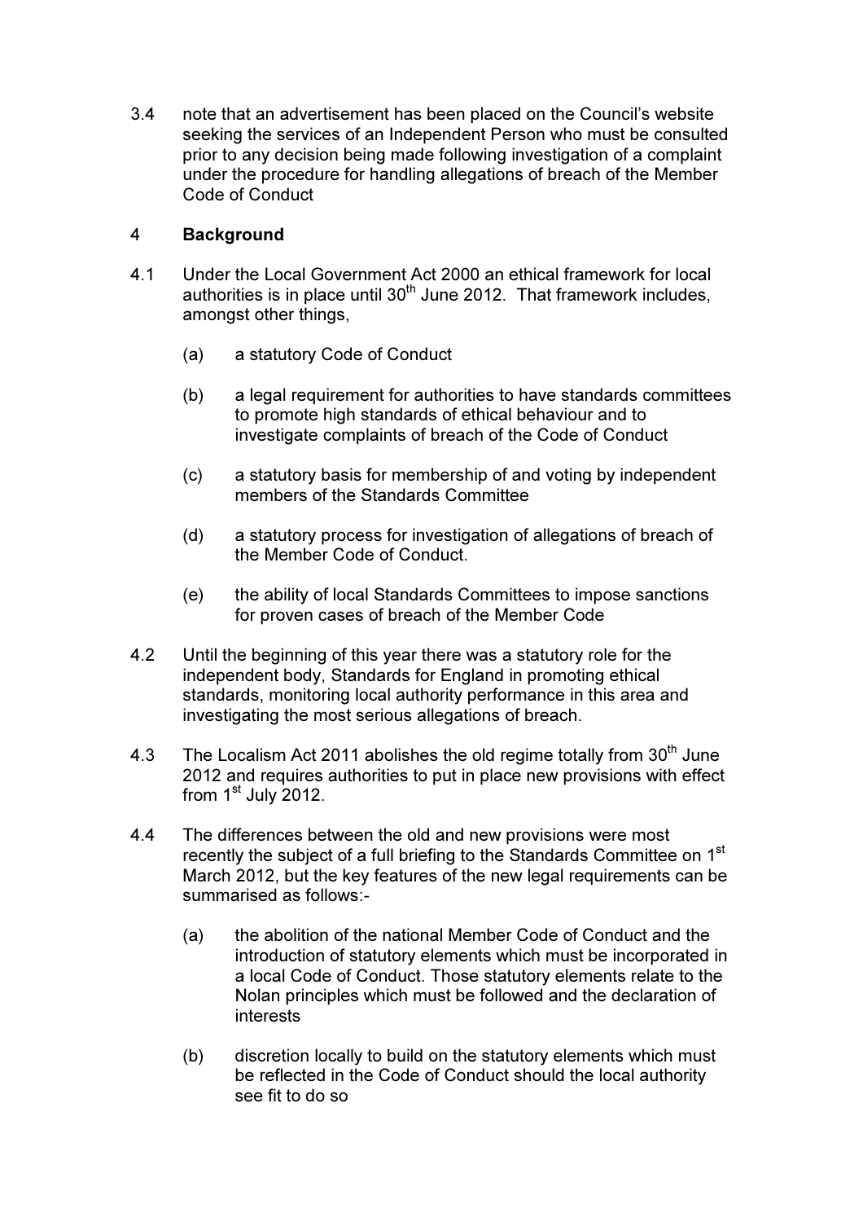3.4 note that an advertisement has been placed on the Council's website seeking the services of an Independent Person who must be consulted prior to any decision being made following investigation of a complaint under the procedure for handling allegations of breach of the Member Code of Conduct

## 4 Background

4.1 Under the Local Government Act 2000 an ethical framework for local authorities is in place until 30th June 2012. That framework includes, amongst other things,

- (a) a statutory Code of Conduct
- (b) a legal requirement for authorities to have standards committees to promote high standards of ethical behaviour and to investigate complaints of breach of the Code of Conduct
- (c) a statutory basis for membership of and voting by independent members of the Standards Committee
- (d) a statutory process for investigation of allegations of breach of the Member Code of Conduct.
- (e) the ability of local Standards Committees to impose sanctions for proven cases of breach of the Member Code

4.2 Until the beginning of this year there was a statutory role for the independent body, Standards for England in promoting ethical standards, monitoring local authority performance in this area and investigating the most serious allegations of breach.

4.3 The Localism Act 2011 abolishes the old regime totally from 30th June 2012 and requires authorities to put in place new provisions with effect from 1st July 2012.

4.4 The differences between the old and new provisions were most recently the subject of a full briefing to the Standards Committee on 1st March 2012, but the key features of the new legal requirements can be summarised as follows:-

- (a) the abolition of the national Member Code of Conduct and the introduction of statutory elements which must be incorporated in a local Code of Conduct. Those statutory elements relate to the Nolan principles which must be followed and the declaration of interests
- (b) discretion locally to build on the statutory elements which must be reflected in the Code of Conduct should the local authority see fit to do so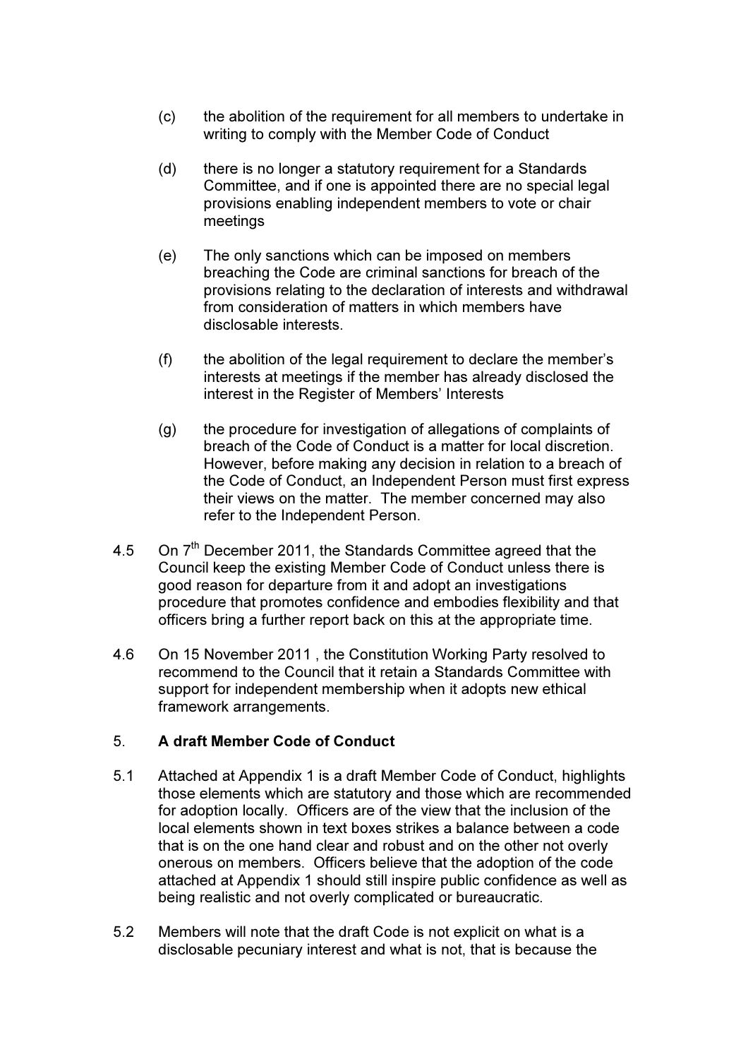(c) the abolition of the requirement for all members to undertake in writing to comply with the Member Code of Conduct

(d) there is no longer a statutory requirement for a Standards Committee, and if one is appointed there are no special legal provisions enabling independent members to vote or chair meetings

(e) The only sanctions which can be imposed on members breaching the Code are criminal sanctions for breach of the provisions relating to the declaration of interests and withdrawal from consideration of matters in which members have disclosable interests.

(f) the abolition of the legal requirement to declare the member's interests at meetings if the member has already disclosed the interest in the Register of Members' Interests

(g) the procedure for investigation of allegations of complaints of breach of the Code of Conduct is a matter for local discretion. However, before making any decision in relation to a breach of the Code of Conduct, an Independent Person must first express their views on the matter. The member concerned may also refer to the Independent Person.

4.5 On 7th December 2011, the Standards Committee agreed that the Council keep the existing Member Code of Conduct unless there is good reason for departure from it and adopt an investigations procedure that promotes confidence and embodies flexibility and that officers bring a further report back on this at the appropriate time.

4.6 On 15 November 2011 , the Constitution Working Party resolved to recommend to the Council that it retain a Standards Committee with support for independent membership when it adopts new ethical framework arrangements.

## 5. A draft Member Code of Conduct

5.1 Attached at Appendix 1 is a draft Member Code of Conduct, highlights those elements which are statutory and those which are recommended for adoption locally. Officers are of the view that the inclusion of the local elements shown in text boxes strikes a balance between a code that is on the one hand clear and robust and on the other not overly onerous on members. Officers believe that the adoption of the code attached at Appendix 1 should still inspire public confidence as well as being realistic and not overly complicated or bureaucratic.

5.2 Members will note that the draft Code is not explicit on what is a disclosable pecuniary interest and what is not, that is because the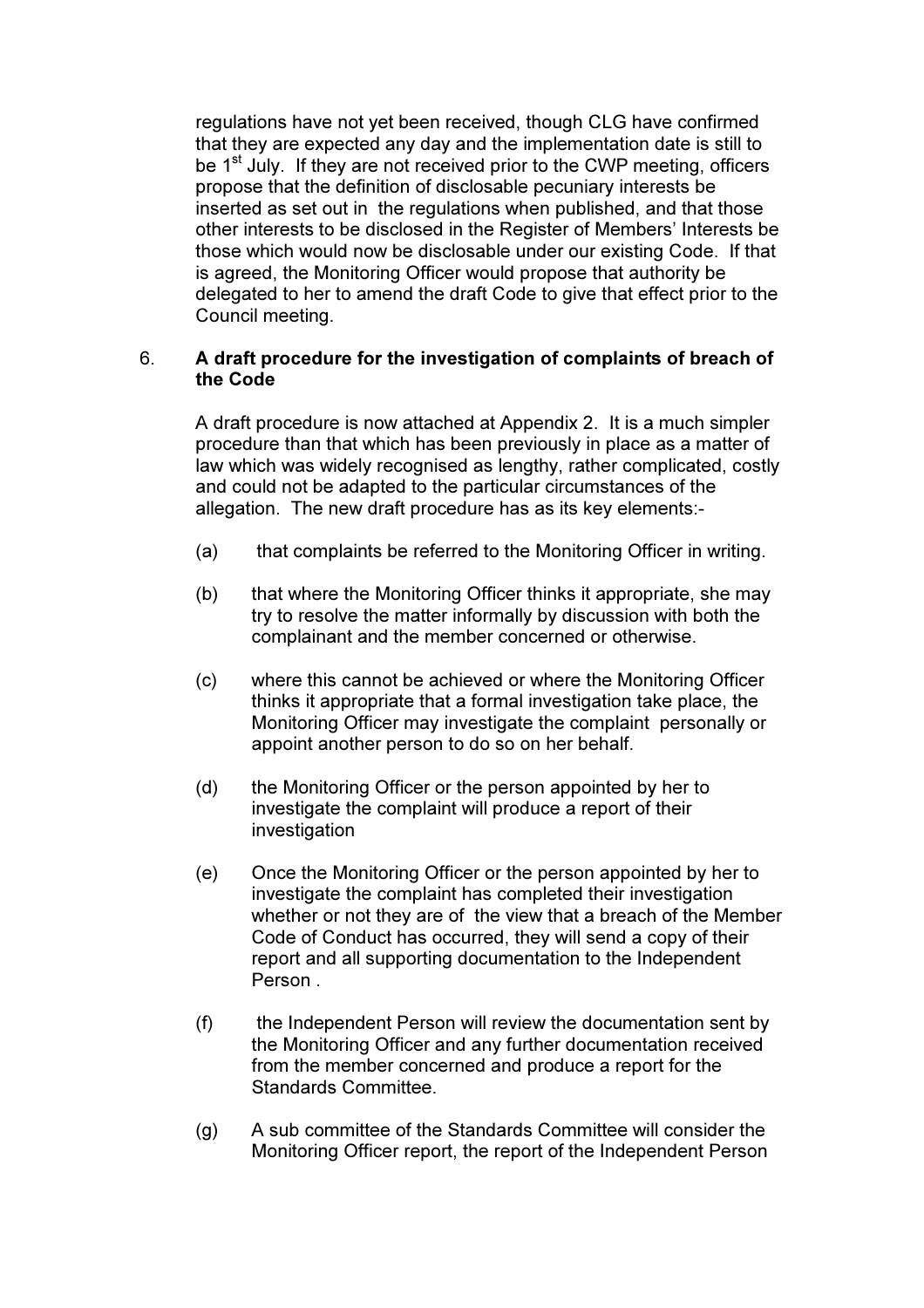regulations have not yet been received, though CLG have confirmed that they are expected any day and the implementation date is still to be 1st July. If they are not received prior to the CWP meeting, officers propose that the definition of disclosable pecuniary interests be inserted as set out in the regulations when published, and that those other interests to be disclosed in the Register of Members' Interests be those which would now be disclosable under our existing Code. If that is agreed, the Monitoring Officer would propose that authority be delegated to her to amend the draft Code to give that effect prior to the Council meeting.

6. **A draft procedure for the investigation of complaints of breach of the Code**

A draft procedure is now attached at Appendix 2. It is a much simpler procedure than that which has been previously in place as a matter of law which was widely recognised as lengthy, rather complicated, costly and could not be adapted to the particular circumstances of the allegation. The new draft procedure has as its key elements:-

(a) that complaints be referred to the Monitoring Officer in writing.

(b) that where the Monitoring Officer thinks it appropriate, she may try to resolve the matter informally by discussion with both the complainant and the member concerned or otherwise.

(c) where this cannot be achieved or where the Monitoring Officer thinks it appropriate that a formal investigation take place, the Monitoring Officer may investigate the complaint personally or appoint another person to do so on her behalf.

(d) the Monitoring Officer or the person appointed by her to investigate the complaint will produce a report of their investigation

(e) Once the Monitoring Officer or the person appointed by her to investigate the complaint has completed their investigation whether or not they are of the view that a breach of the Member Code of Conduct has occurred, they will send a copy of their report and all supporting documentation to the Independent Person .

(f) the Independent Person will review the documentation sent by the Monitoring Officer and any further documentation received from the member concerned and produce a report for the Standards Committee.

(g) A sub committee of the Standards Committee will consider the Monitoring Officer report, the report of the Independent Person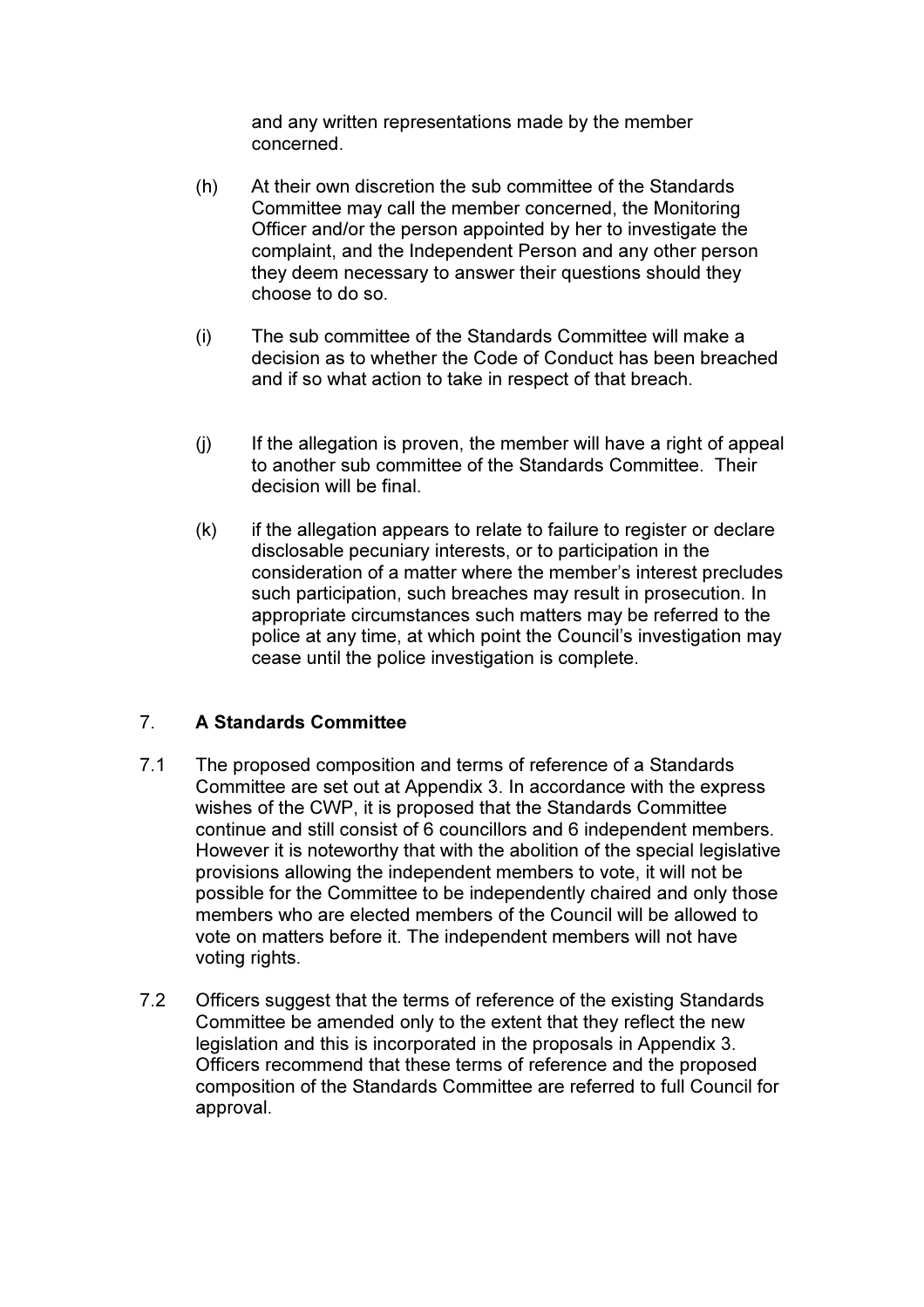and any written representations made by the member concerned.

(h) At their own discretion the sub committee of the Standards Committee may call the member concerned, the Monitoring Officer and/or the person appointed by her to investigate the complaint, and the Independent Person and any other person they deem necessary to answer their questions should they choose to do so.

(i) The sub committee of the Standards Committee will make a decision as to whether the Code of Conduct has been breached and if so what action to take in respect of that breach.

(j) If the allegation is proven, the member will have a right of appeal to another sub committee of the Standards Committee. Their decision will be final.

(k) if the allegation appears to relate to failure to register or declare disclosable pecuniary interests, or to participation in the consideration of a matter where the member's interest precludes such participation, such breaches may result in prosecution. In appropriate circumstances such matters may be referred to the police at any time, at which point the Council's investigation may cease until the police investigation is complete.

## 7. A Standards Committee

7.1 The proposed composition and terms of reference of a Standards Committee are set out at Appendix 3. In accordance with the express wishes of the CWP, it is proposed that the Standards Committee continue and still consist of 6 councillors and 6 independent members. However it is noteworthy that with the abolition of the special legislative provisions allowing the independent members to vote, it will not be possible for the Committee to be independently chaired and only those members who are elected members of the Council will be allowed to vote on matters before it. The independent members will not have voting rights.

7.2 Officers suggest that the terms of reference of the existing Standards Committee be amended only to the extent that they reflect the new legislation and this is incorporated in the proposals in Appendix 3. Officers recommend that these terms of reference and the proposed composition of the Standards Committee are referred to full Council for approval.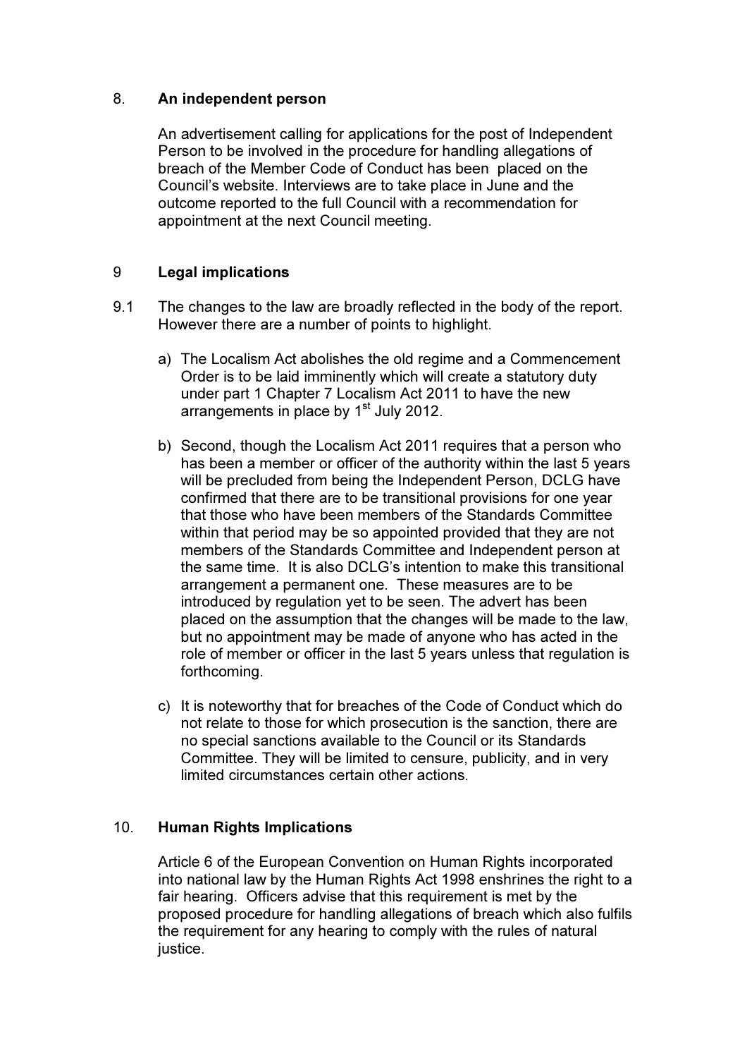## 8. An independent person

An advertisement calling for applications for the post of Independent Person to be involved in the procedure for handling allegations of breach of the Member Code of Conduct has been placed on the Council's website. Interviews are to take place in June and the outcome reported to the full Council with a recommendation for appointment at the next Council meeting.

## 9 Legal implications

9.1 The changes to the law are broadly reflected in the body of the report. However there are a number of points to highlight.

a) The Localism Act abolishes the old regime and a Commencement Order is to be laid imminently which will create a statutory duty under part 1 Chapter 7 Localism Act 2011 to have the new arrangements in place by 1st July 2012.

b) Second, though the Localism Act 2011 requires that a person who has been a member or officer of the authority within the last 5 years will be precluded from being the Independent Person, DCLG have confirmed that there are to be transitional provisions for one year that those who have been members of the Standards Committee within that period may be so appointed provided that they are not members of the Standards Committee and Independent person at the same time. It is also DCLG's intention to make this transitional arrangement a permanent one. These measures are to be introduced by regulation yet to be seen. The advert has been placed on the assumption that the changes will be made to the law, but no appointment may be made of anyone who has acted in the role of member or officer in the last 5 years unless that regulation is forthcoming.

c) It is noteworthy that for breaches of the Code of Conduct which do not relate to those for which prosecution is the sanction, there are no special sanctions available to the Council or its Standards Committee. They will be limited to censure, publicity, and in very limited circumstances certain other actions.

## 10. Human Rights Implications

Article 6 of the European Convention on Human Rights incorporated into national law by the Human Rights Act 1998 enshrines the right to a fair hearing. Officers advise that this requirement is met by the proposed procedure for handling allegations of breach which also fulfils the requirement for any hearing to comply with the rules of natural justice.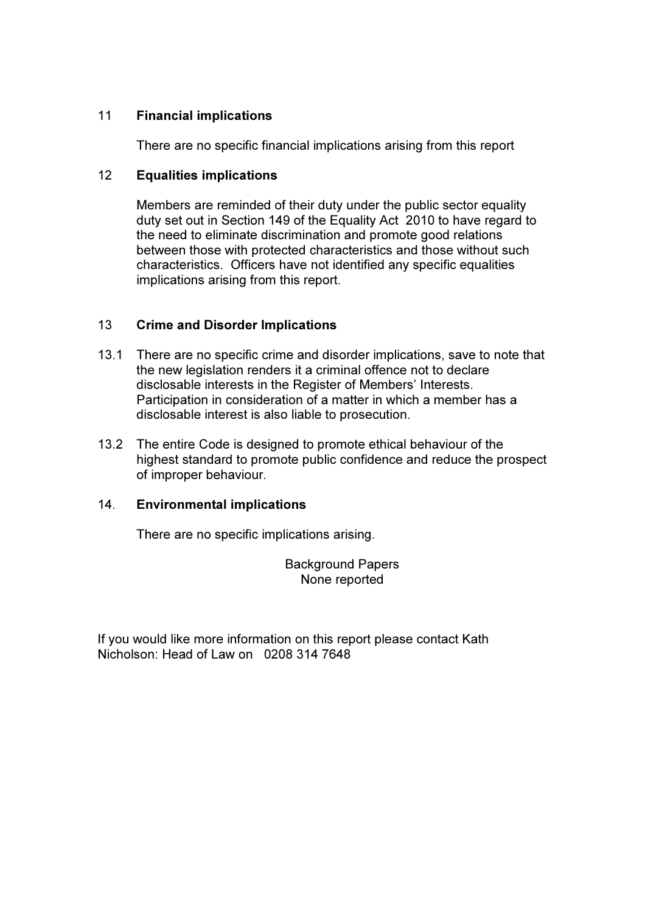## 11 Financial implications

There are no specific financial implications arising from this report

## 12 Equalities implications

Members are reminded of their duty under the public sector equality duty set out in Section 149 of the Equality Act 2010 to have regard to the need to eliminate discrimination and promote good relations between those with protected characteristics and those without such characteristics. Officers have not identified any specific equalities implications arising from this report.

## 13 Crime and Disorder Implications

13.1 There are no specific crime and disorder implications, save to note that the new legislation renders it a criminal offence not to declare disclosable interests in the Register of Members' Interests. Participation in consideration of a matter in which a member has a disclosable interest is also liable to prosecution.

13.2 The entire Code is designed to promote ethical behaviour of the highest standard to promote public confidence and reduce the prospect of improper behaviour.

## 14. Environmental implications

There are no specific implications arising.

Background Papers
None reported

If you would like more information on this report please contact Kath Nicholson: Head of Law on 0208 314 7648